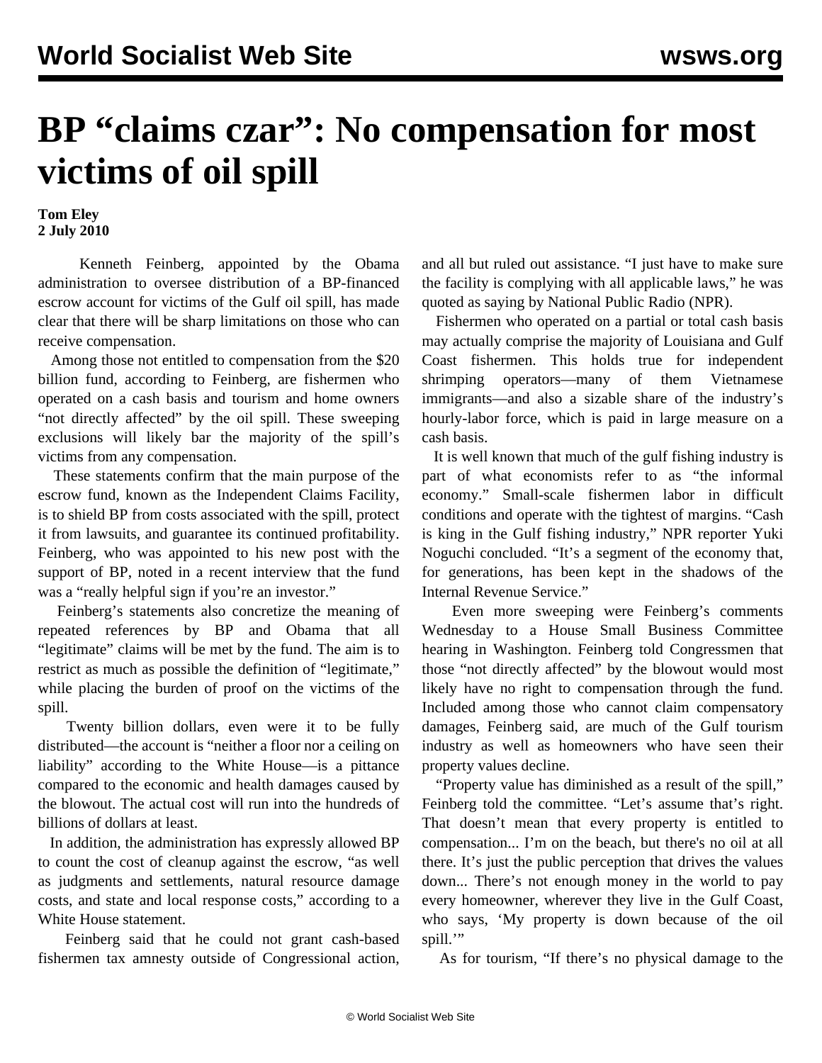# BP "claims czar": No compensation for most victims of oil spill

**Tom Eley**
**2 July 2010**

Kenneth Feinberg, appointed by the Obama administration to oversee distribution of a BP-financed escrow account for victims of the Gulf oil spill, has made clear that there will be sharp limitations on those who can receive compensation.

Among those not entitled to compensation from the $20 billion fund, according to Feinberg, are fishermen who operated on a cash basis and tourism and home owners "not directly affected" by the oil spill. These sweeping exclusions will likely bar the majority of the spill's victims from any compensation.

These statements confirm that the main purpose of the escrow fund, known as the Independent Claims Facility, is to shield BP from costs associated with the spill, protect it from lawsuits, and guarantee its continued profitability. Feinberg, who was appointed to his new post with the support of BP, noted in a recent interview that the fund was a "really helpful sign if you're an investor."

Feinberg's statements also concretize the meaning of repeated references by BP and Obama that all "legitimate" claims will be met by the fund. The aim is to restrict as much as possible the definition of "legitimate," while placing the burden of proof on the victims of the spill.

Twenty billion dollars, even were it to be fully distributed—the account is "neither a floor nor a ceiling on liability" according to the White House—is a pittance compared to the economic and health damages caused by the blowout. The actual cost will run into the hundreds of billions of dollars at least.

In addition, the administration has expressly allowed BP to count the cost of cleanup against the escrow, "as well as judgments and settlements, natural resource damage costs, and state and local response costs," according to a White House statement.

Feinberg said that he could not grant cash-based fishermen tax amnesty outside of Congressional action, and all but ruled out assistance. "I just have to make sure the facility is complying with all applicable laws," he was quoted as saying by National Public Radio (NPR).

Fishermen who operated on a partial or total cash basis may actually comprise the majority of Louisiana and Gulf Coast fishermen. This holds true for independent shrimping operators—many of them Vietnamese immigrants—and also a sizable share of the industry's hourly-labor force, which is paid in large measure on a cash basis.

It is well known that much of the gulf fishing industry is part of what economists refer to as "the informal economy." Small-scale fishermen labor in difficult conditions and operate with the tightest of margins. "Cash is king in the Gulf fishing industry," NPR reporter Yuki Noguchi concluded. "It's a segment of the economy that, for generations, has been kept in the shadows of the Internal Revenue Service."

Even more sweeping were Feinberg's comments Wednesday to a House Small Business Committee hearing in Washington. Feinberg told Congressmen that those "not directly affected" by the blowout would most likely have no right to compensation through the fund. Included among those who cannot claim compensatory damages, Feinberg said, are much of the Gulf tourism industry as well as homeowners who have seen their property values decline.

"Property value has diminished as a result of the spill," Feinberg told the committee. "Let's assume that's right. That doesn't mean that every property is entitled to compensation... I'm on the beach, but there's no oil at all there. It's just the public perception that drives the values down... There's not enough money in the world to pay every homeowner, wherever they live in the Gulf Coast, who says, 'My property is down because of the oil spill.'"

As for tourism, "If there's no physical damage to the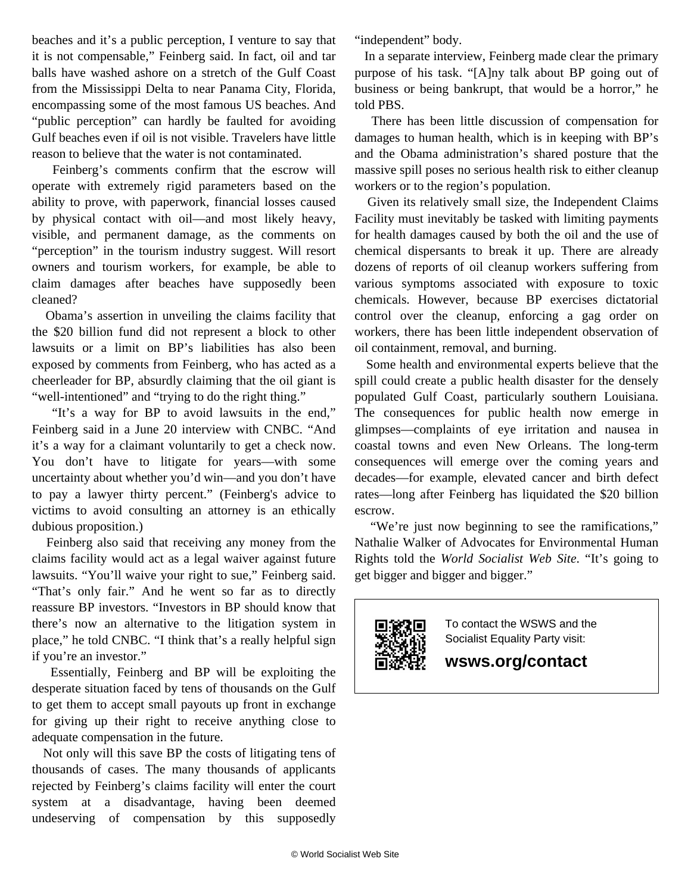beaches and it's a public perception, I venture to say that it is not compensable," Feinberg said. In fact, oil and tar balls have washed ashore on a stretch of the Gulf Coast from the Mississippi Delta to near Panama City, Florida, encompassing some of the most famous US beaches. And "public perception" can hardly be faulted for avoiding Gulf beaches even if oil is not visible. Travelers have little reason to believe that the water is not contaminated.

Feinberg's comments confirm that the escrow will operate with extremely rigid parameters based on the ability to prove, with paperwork, financial losses caused by physical contact with oil—and most likely heavy, visible, and permanent damage, as the comments on "perception" in the tourism industry suggest. Will resort owners and tourism workers, for example, be able to claim damages after beaches have supposedly been cleaned?

Obama's assertion in unveiling the claims facility that the $20 billion fund did not represent a block to other lawsuits or a limit on BP's liabilities has also been exposed by comments from Feinberg, who has acted as a cheerleader for BP, absurdly claiming that the oil giant is "well-intentioned" and "trying to do the right thing."

"It's a way for BP to avoid lawsuits in the end," Feinberg said in a June 20 interview with CNBC. "And it's a way for a claimant voluntarily to get a check now. You don't have to litigate for years—with some uncertainty about whether you'd win—and you don't have to pay a lawyer thirty percent." (Feinberg's advice to victims to avoid consulting an attorney is an ethically dubious proposition.)

Feinberg also said that receiving any money from the claims facility would act as a legal waiver against future lawsuits. "You'll waive your right to sue," Feinberg said. "That's only fair." And he went so far as to directly reassure BP investors. "Investors in BP should know that there's now an alternative to the litigation system in place," he told CNBC. "I think that's a really helpful sign if you're an investor."

Essentially, Feinberg and BP will be exploiting the desperate situation faced by tens of thousands on the Gulf to get them to accept small payouts up front in exchange for giving up their right to receive anything close to adequate compensation in the future.

Not only will this save BP the costs of litigating tens of thousands of cases. The many thousands of applicants rejected by Feinberg's claims facility will enter the court system at a disadvantage, having been deemed undeserving of compensation by this supposedly "independent" body.

In a separate interview, Feinberg made clear the primary purpose of his task. "[A]ny talk about BP going out of business or being bankrupt, that would be a horror," he told PBS.

There has been little discussion of compensation for damages to human health, which is in keeping with BP's and the Obama administration's shared posture that the massive spill poses no serious health risk to either cleanup workers or to the region's population.

Given its relatively small size, the Independent Claims Facility must inevitably be tasked with limiting payments for health damages caused by both the oil and the use of chemical dispersants to break it up. There are already dozens of reports of oil cleanup workers suffering from various symptoms associated with exposure to toxic chemicals. However, because BP exercises dictatorial control over the cleanup, enforcing a gag order on workers, there has been little independent observation of oil containment, removal, and burning.

Some health and environmental experts believe that the spill could create a public health disaster for the densely populated Gulf Coast, particularly southern Louisiana. The consequences for public health now emerge in glimpses—complaints of eye irritation and nausea in coastal towns and even New Orleans. The long-term consequences will emerge over the coming years and decades—for example, elevated cancer and birth defect rates—long after Feinberg has liquidated the $20 billion escrow.

"We're just now beginning to see the ramifications," Nathalie Walker of Advocates for Environmental Human Rights told the *World Socialist Web Site*. "It's going to get bigger and bigger and bigger."

To contact the WSWS and the Socialist Equality Party visit:

**wsws.org/contact**